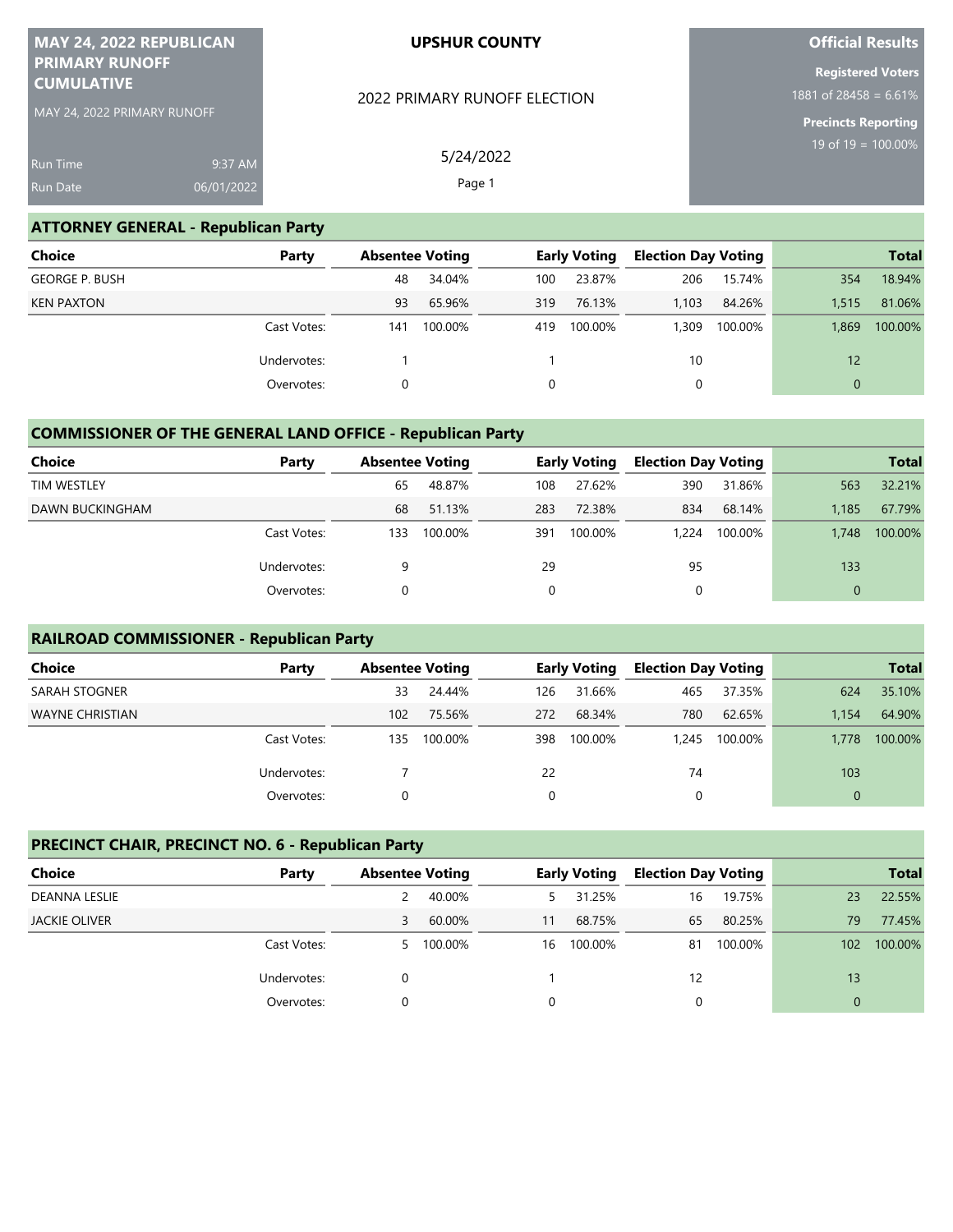**MAY 24, 2022 REPUBLICAN PRIMARY RUNOFF CUMULATIVE**

MAY 24, 2022 PRIMARY RUNOFF

Run Time 9:37 AM
Run Date 06/01/2022

**UPSHUR COUNTY**

2022 PRIMARY RUNOFF ELECTION

5/24/2022

**Official Results**

**Registered Voters**
1881 of 28458 = 6.61%

**Precincts Reporting**
19 of 19 = 100.00%

## ATTORNEY GENERAL - Republican Party

| Choice | Party | Absentee Voting | | Early Voting | | Election Day Voting | | Total | |
|---|---|---|---|---|---|---|---|---|---|
| GEORGE P. BUSH | | 48 | 34.04% | 100 | 23.87% | 206 | 15.74% | 354 | 18.94% |
| KEN PAXTON | | 93 | 65.96% | 319 | 76.13% | 1,103 | 84.26% | 1,515 | 81.06% |
| | Cast Votes: | 141 | 100.00% | 419 | 100.00% | 1,309 | 100.00% | 1,869 | 100.00% |
| | Undervotes: | 1 | | 1 | | 10 | | 12 | |
| | Overvotes: | 0 | | 0 | | 0 | | 0 | |

## COMMISSIONER OF THE GENERAL LAND OFFICE - Republican Party

| Choice | Party | Absentee Voting | | Early Voting | | Election Day Voting | | Total | |
|---|---|---|---|---|---|---|---|---|---|
| TIM WESTLEY | | 65 | 48.87% | 108 | 27.62% | 390 | 31.86% | 563 | 32.21% |
| DAWN BUCKINGHAM | | 68 | 51.13% | 283 | 72.38% | 834 | 68.14% | 1,185 | 67.79% |
| | Cast Votes: | 133 | 100.00% | 391 | 100.00% | 1,224 | 100.00% | 1,748 | 100.00% |
| | Undervotes: | 9 | | 29 | | 95 | | 133 | |
| | Overvotes: | 0 | | 0 | | 0 | | 0 | |

## RAILROAD COMMISSIONER - Republican Party

| Choice | Party | Absentee Voting | | Early Voting | | Election Day Voting | | Total | |
|---|---|---|---|---|---|---|---|---|---|
| SARAH STOGNER | | 33 | 24.44% | 126 | 31.66% | 465 | 37.35% | 624 | 35.10% |
| WAYNE CHRISTIAN | | 102 | 75.56% | 272 | 68.34% | 780 | 62.65% | 1,154 | 64.90% |
| | Cast Votes: | 135 | 100.00% | 398 | 100.00% | 1,245 | 100.00% | 1,778 | 100.00% |
| | Undervotes: | 7 | | 22 | | 74 | | 103 | |
| | Overvotes: | 0 | | 0 | | 0 | | 0 | |

## PRECINCT CHAIR, PRECINCT NO. 6 - Republican Party

| Choice | Party | Absentee Voting | | Early Voting | | Election Day Voting | | Total | |
|---|---|---|---|---|---|---|---|---|---|
| DEANNA LESLIE | | 2 | 40.00% | 5 | 31.25% | 16 | 19.75% | 23 | 22.55% |
| JACKIE OLIVER | | 3 | 60.00% | 11 | 68.75% | 65 | 80.25% | 79 | 77.45% |
| | Cast Votes: | 5 | 100.00% | 16 | 100.00% | 81 | 100.00% | 102 | 100.00% |
| | Undervotes: | 0 | | 1 | | 12 | | 13 | |
| | Overvotes: | 0 | | 0 | | 0 | | 0 | |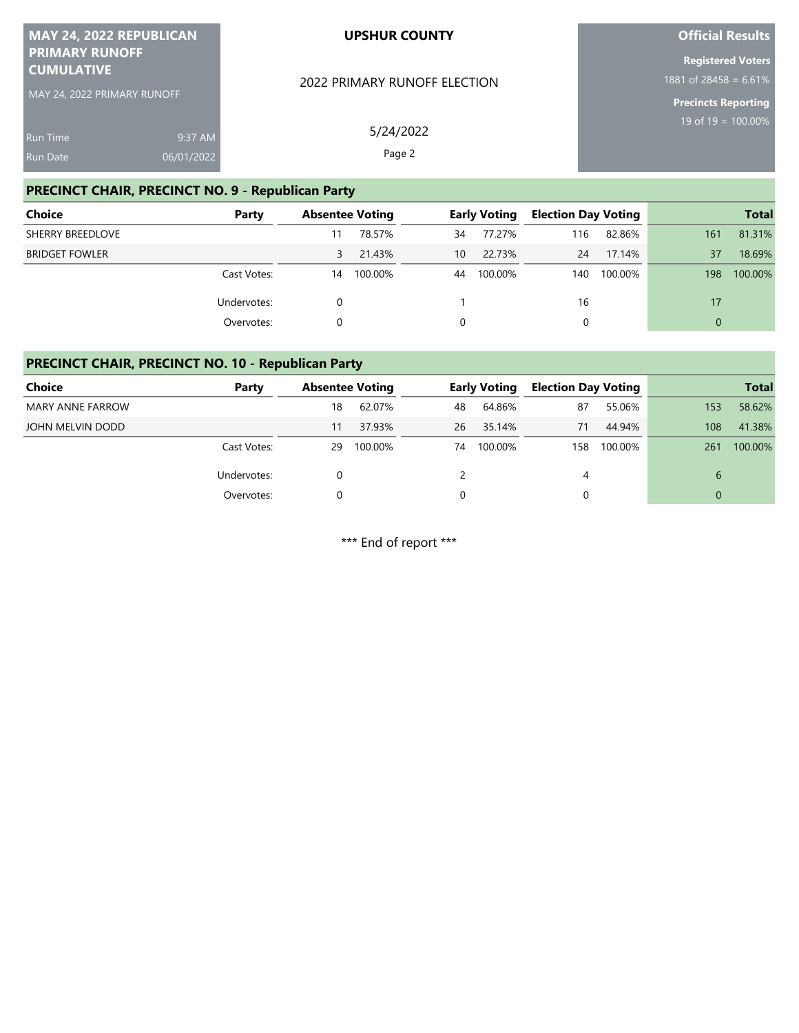## PRECINCT CHAIR, PRECINCT NO. 9 - Republican Party

| Choice | Party | Absentee Voting | | Early Voting | | Election Day Voting | | Total | |
|---|---|---|---|---|---|---|---|---|---|
| SHERRY BREEDLOVE | | 11 | 78.57% | 34 | 77.27% | 116 | 82.86% | 161 | 81.31% |
| BRIDGET FOWLER | | 3 | 21.43% | 10 | 22.73% | 24 | 17.14% | 37 | 18.69% |
| | Cast Votes: | 14 | 100.00% | 44 | 100.00% | 140 | 100.00% | 198 | 100.00% |
| | Undervotes: | 0 | | 1 | | 16 | | 17 | |
| | Overvotes: | 0 | | 0 | | 0 | | 0 | |

## PRECINCT CHAIR, PRECINCT NO. 10 - Republican Party

| Choice | Party | Absentee Voting | | Early Voting | | Election Day Voting | | Total | |
|---|---|---|---|---|---|---|---|---|---|
| MARY ANNE FARROW | | 18 | 62.07% | 48 | 64.86% | 87 | 55.06% | 153 | 58.62% |
| JOHN MELVIN DODD | | 11 | 37.93% | 26 | 35.14% | 71 | 44.94% | 108 | 41.38% |
| | Cast Votes: | 29 | 100.00% | 74 | 100.00% | 158 | 100.00% | 261 | 100.00% |
| | Undervotes: | 0 | | 2 | | 4 | | 6 | |
| | Overvotes: | 0 | | 0 | | 0 | | 0 | |

*** End of report ***